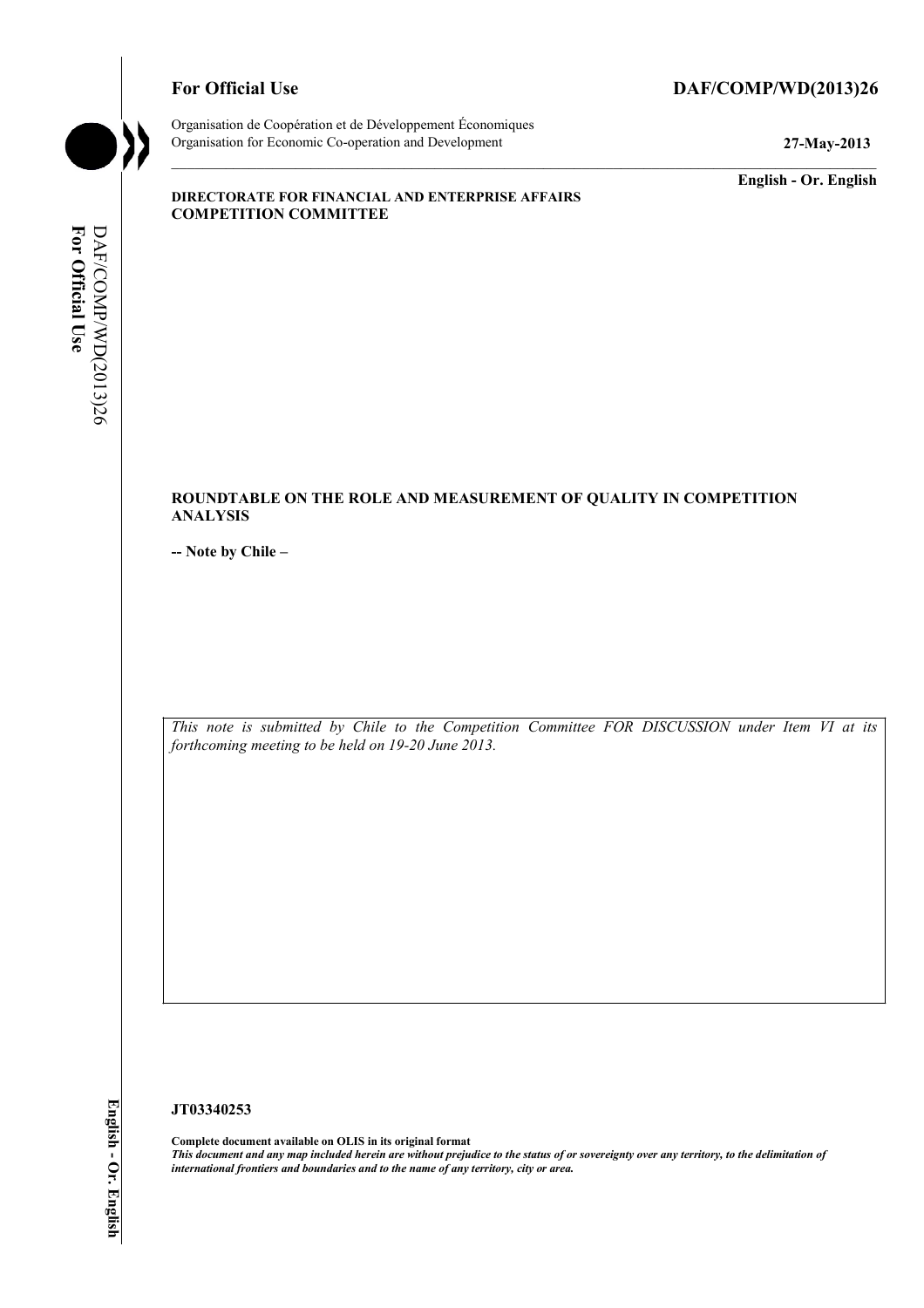**For Official Use** **DAF/COMP/WD(2013)26**

Organisation de Coopération et de Développement Économiques
Organisation for Economic Co-operation and Development **27-May-2013**

**English - Or. English**

**DIRECTORATE FOR FINANCIAL AND ENTERPRISE AFFAIRS**
**COMPETITION COMMITTEE**

# ROUNDTABLE ON THE ROLE AND MEASUREMENT OF QUALITY IN COMPETITION ANALYSIS

**-- Note by Chile –**

*This note is submitted by Chile to the Competition Committee FOR DISCUSSION under Item VI at its forthcoming meeting to be held on 19-20 June 2013.*

**JT03340253**

**Complete document available on OLIS in its original format**
***This document and any map included herein are without prejudice to the status of or sovereignty over any territory, to the delimitation of international frontiers and boundaries and to the name of any territory, city or area.***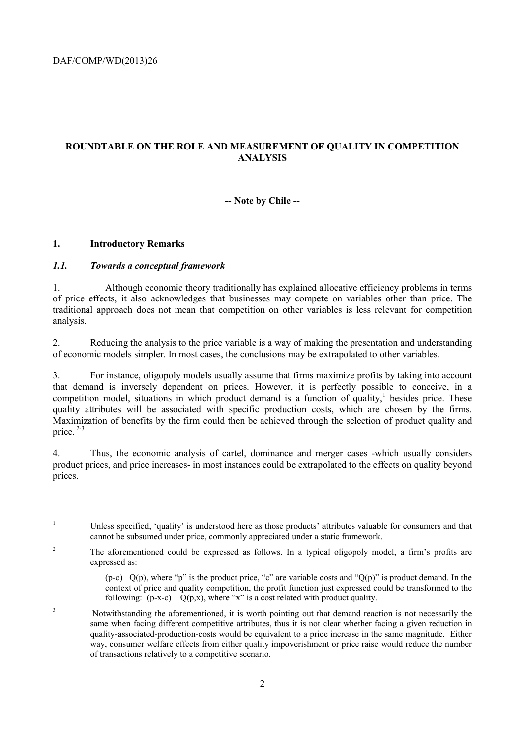# ROUNDTABLE ON THE ROLE AND MEASUREMENT OF QUALITY IN COMPETITION ANALYSIS

**-- Note by Chile --**

## 1. Introductory Remarks

### *1.1. Towards a conceptual framework*

1. Although economic theory traditionally has explained allocative efficiency problems in terms of price effects, it also acknowledges that businesses may compete on variables other than price. The traditional approach does not mean that competition on other variables is less relevant for competition analysis.

2. Reducing the analysis to the price variable is a way of making the presentation and understanding of economic models simpler. In most cases, the conclusions may be extrapolated to other variables.

3. For instance, oligopoly models usually assume that firms maximize profits by taking into account that demand is inversely dependent on prices. However, it is perfectly possible to conceive, in a competition model, situations in which product demand is a function of quality,[1] besides price. These quality attributes will be associated with specific production costs, which are chosen by the firms. Maximization of benefits by the firm could then be achieved through the selection of product quality and price.[2-3]

4. Thus, the economic analysis of cartel, dominance and merger cases -which usually considers product prices, and price increases- in most instances could be extrapolated to the effects on quality beyond prices.

---

[1] Unless specified, 'quality' is understood here as those products' attributes valuable for consumers and that cannot be subsumed under price, commonly appreciated under a static framework.

[2] The aforementioned could be expressed as follows. In a typical oligopoly model, a firm's profits are expressed as:

$(p-c) \quad Q(p)$, where "p" is the product price, "c" are variable costs and "Q(p)" is product demand. In the context of price and quality competition, the profit function just expressed could be transformed to the following: $(p-x-c) \quad Q(p,x)$, where "x" is a cost related with product quality.

[3] Notwithstanding the aforementioned, it is worth pointing out that demand reaction is not necessarily the same when facing different competitive attributes, thus it is not clear whether facing a given reduction in quality-associated-production-costs would be equivalent to a price increase in the same magnitude. Either way, consumer welfare effects from either quality impoverishment or price raise would reduce the number of transactions relatively to a competitive scenario.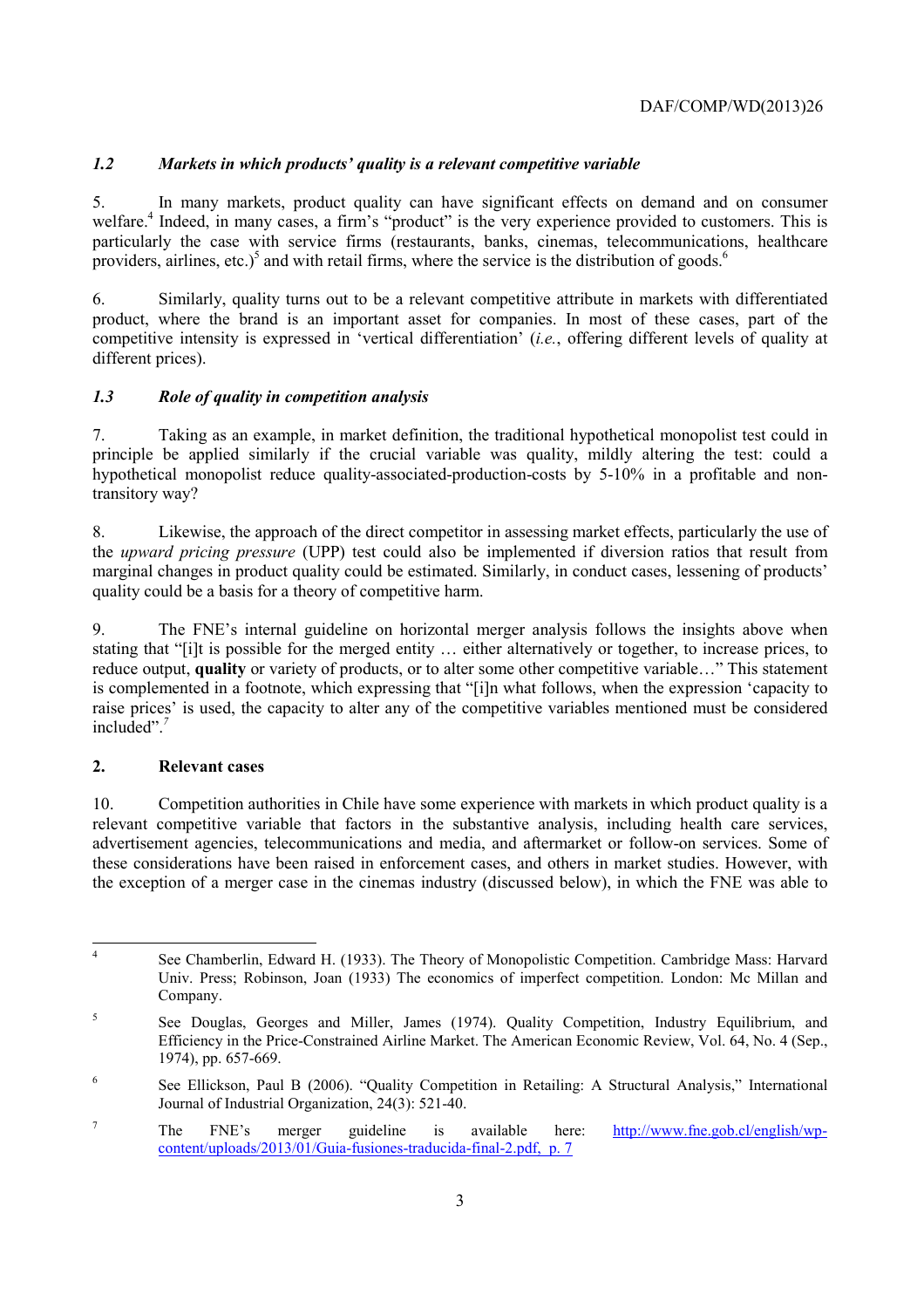### *1.2 Markets in which products' quality is a relevant competitive variable*

5. In many markets, product quality can have significant effects on demand and on consumer welfare.[4] Indeed, in many cases, a firm's "product" is the very experience provided to customers. This is particularly the case with service firms (restaurants, banks, cinemas, telecommunications, healthcare providers, airlines, etc.)[5] and with retail firms, where the service is the distribution of goods.[6]

6. Similarly, quality turns out to be a relevant competitive attribute in markets with differentiated product, where the brand is an important asset for companies. In most of these cases, part of the competitive intensity is expressed in 'vertical differentiation' (*i.e.*, offering different levels of quality at different prices).

### *1.3 Role of quality in competition analysis*

7. Taking as an example, in market definition, the traditional hypothetical monopolist test could in principle be applied similarly if the crucial variable was quality, mildly altering the test: could a hypothetical monopolist reduce quality-associated-production-costs by 5-10% in a profitable and non-transitory way?

8. Likewise, the approach of the direct competitor in assessing market effects, particularly the use of the *upward pricing pressure* (UPP) test could also be implemented if diversion ratios that result from marginal changes in product quality could be estimated. Similarly, in conduct cases, lessening of products' quality could be a basis for a theory of competitive harm.

9. The FNE's internal guideline on horizontal merger analysis follows the insights above when stating that "[i]t is possible for the merged entity … either alternatively or together, to increase prices, to reduce output, **quality** or variety of products, or to alter some other competitive variable…" This statement is complemented in a footnote, which expressing that "[i]n what follows, when the expression 'capacity to raise prices' is used, the capacity to alter any of the competitive variables mentioned must be considered included".[7]

## 2. Relevant cases

10. Competition authorities in Chile have some experience with markets in which product quality is a relevant competitive variable that factors in the substantive analysis, including health care services, advertisement agencies, telecommunications and media, and aftermarket or follow-on services. Some of these considerations have been raised in enforcement cases, and others in market studies. However, with the exception of a merger case in the cinemas industry (discussed below), in which the FNE was able to

---

[4] See Chamberlin, Edward H. (1933). The Theory of Monopolistic Competition. Cambridge Mass: Harvard Univ. Press; Robinson, Joan (1933) The economics of imperfect competition. London: Mc Millan and Company.

[5] See Douglas, Georges and Miller, James (1974). Quality Competition, Industry Equilibrium, and Efficiency in the Price-Constrained Airline Market. The American Economic Review, Vol. 64, No. 4 (Sep., 1974), pp. 657-669.

[6] See Ellickson, Paul B (2006). "Quality Competition in Retailing: A Structural Analysis," International Journal of Industrial Organization, 24(3): 521-40.

[7] The FNE's merger guideline is available here: http://www.fne.gob.cl/english/wp-content/uploads/2013/01/Guia-fusiones-traducida-final-2.pdf, p. 7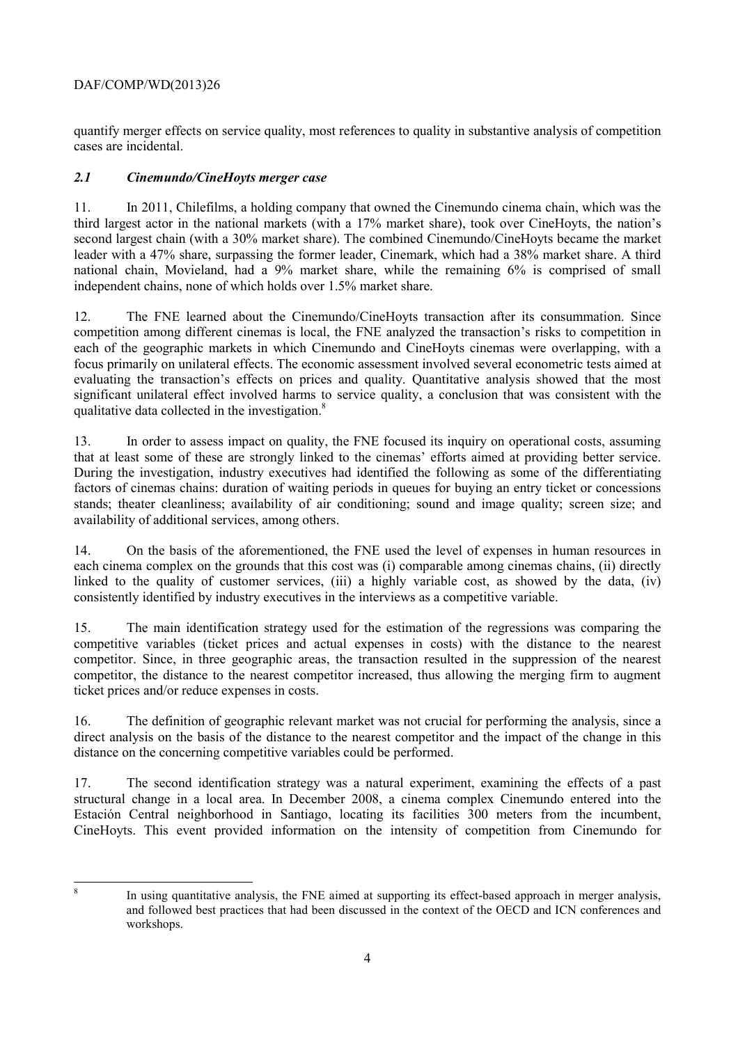quantify merger effects on service quality, most references to quality in substantive analysis of competition cases are incidental.

### *2.1 Cinemundo/CineHoyts merger case*

11. In 2011, Chilefilms, a holding company that owned the Cinemundo cinema chain, which was the third largest actor in the national markets (with a 17% market share), took over CineHoyts, the nation's second largest chain (with a 30% market share). The combined Cinemundo/CineHoyts became the market leader with a 47% share, surpassing the former leader, Cinemark, which had a 38% market share. A third national chain, Movieland, had a 9% market share, while the remaining 6% is comprised of small independent chains, none of which holds over 1.5% market share.

12. The FNE learned about the Cinemundo/CineHoyts transaction after its consummation. Since competition among different cinemas is local, the FNE analyzed the transaction's risks to competition in each of the geographic markets in which Cinemundo and CineHoyts cinemas were overlapping, with a focus primarily on unilateral effects. The economic assessment involved several econometric tests aimed at evaluating the transaction's effects on prices and quality. Quantitative analysis showed that the most significant unilateral effect involved harms to service quality, a conclusion that was consistent with the qualitative data collected in the investigation.[8]

13. In order to assess impact on quality, the FNE focused its inquiry on operational costs, assuming that at least some of these are strongly linked to the cinemas' efforts aimed at providing better service. During the investigation, industry executives had identified the following as some of the differentiating factors of cinemas chains: duration of waiting periods in queues for buying an entry ticket or concessions stands; theater cleanliness; availability of air conditioning; sound and image quality; screen size; and availability of additional services, among others.

14. On the basis of the aforementioned, the FNE used the level of expenses in human resources in each cinema complex on the grounds that this cost was (i) comparable among cinemas chains, (ii) directly linked to the quality of customer services, (iii) a highly variable cost, as showed by the data, (iv) consistently identified by industry executives in the interviews as a competitive variable.

15. The main identification strategy used for the estimation of the regressions was comparing the competitive variables (ticket prices and actual expenses in costs) with the distance to the nearest competitor. Since, in three geographic areas, the transaction resulted in the suppression of the nearest competitor, the distance to the nearest competitor increased, thus allowing the merging firm to augment ticket prices and/or reduce expenses in costs.

16. The definition of geographic relevant market was not crucial for performing the analysis, since a direct analysis on the basis of the distance to the nearest competitor and the impact of the change in this distance on the concerning competitive variables could be performed.

17. The second identification strategy was a natural experiment, examining the effects of a past structural change in a local area. In December 2008, a cinema complex Cinemundo entered into the Estación Central neighborhood in Santiago, locating its facilities 300 meters from the incumbent, CineHoyts. This event provided information on the intensity of competition from Cinemundo for

---

[8] In using quantitative analysis, the FNE aimed at supporting its effect-based approach in merger analysis, and followed best practices that had been discussed in the context of the OECD and ICN conferences and workshops.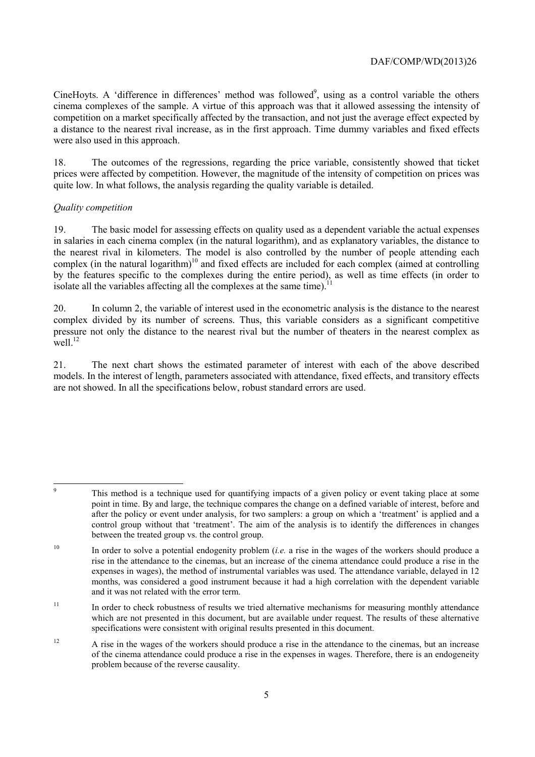CineHoyts. A 'difference in differences' method was followed[9], using as a control variable the others cinema complexes of the sample. A virtue of this approach was that it allowed assessing the intensity of competition on a market specifically affected by the transaction, and not just the average effect expected by a distance to the nearest rival increase, as in the first approach. Time dummy variables and fixed effects were also used in this approach.

18. The outcomes of the regressions, regarding the price variable, consistently showed that ticket prices were affected by competition. However, the magnitude of the intensity of competition on prices was quite low. In what follows, the analysis regarding the quality variable is detailed.

*Quality competition*

19. The basic model for assessing effects on quality used as a dependent variable the actual expenses in salaries in each cinema complex (in the natural logarithm), and as explanatory variables, the distance to the nearest rival in kilometers. The model is also controlled by the number of people attending each complex (in the natural logarithm)[10] and fixed effects are included for each complex (aimed at controlling by the features specific to the complexes during the entire period), as well as time effects (in order to isolate all the variables affecting all the complexes at the same time).[11]

20. In column 2, the variable of interest used in the econometric analysis is the distance to the nearest complex divided by its number of screens. Thus, this variable considers as a significant competitive pressure not only the distance to the nearest rival but the number of theaters in the nearest complex as well.[12]

21. The next chart shows the estimated parameter of interest with each of the above described models. In the interest of length, parameters associated with attendance, fixed effects, and transitory effects are not showed. In all the specifications below, robust standard errors are used.

---

[9] This method is a technique used for quantifying impacts of a given policy or event taking place at some point in time. By and large, the technique compares the change on a defined variable of interest, before and after the policy or event under analysis, for two samplers: a group on which a 'treatment' is applied and a control group without that 'treatment'. The aim of the analysis is to identify the differences in changes between the treated group vs. the control group.

[10] In order to solve a potential endogenity problem (*i.e.* a rise in the wages of the workers should produce a rise in the attendance to the cinemas, but an increase of the cinema attendance could produce a rise in the expenses in wages), the method of instrumental variables was used. The attendance variable, delayed in 12 months, was considered a good instrument because it had a high correlation with the dependent variable and it was not related with the error term.

[11] In order to check robustness of results we tried alternative mechanisms for measuring monthly attendance which are not presented in this document, but are available under request. The results of these alternative specifications were consistent with original results presented in this document.

[12] A rise in the wages of the workers should produce a rise in the attendance to the cinemas, but an increase of the cinema attendance could produce a rise in the expenses in wages. Therefore, there is an endogeneity problem because of the reverse causality.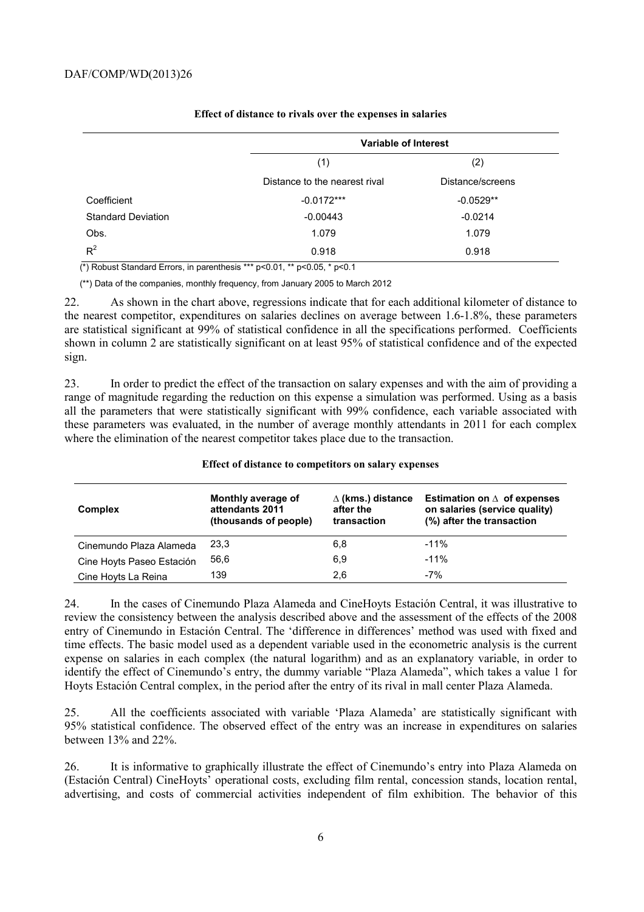**Effect of distance to rivals over the expenses in salaries**

| | Variable of Interest | |
|---|---|---|
| | (1) | (2) |
| | Distance to the nearest rival | Distance/screens |
| Coefficient | -0.0172*** | -0.0529** |
| Standard Deviation | -0.00443 | -0.0214 |
| Obs. | 1.079 | 1.079 |
| $R^2$ | 0.918 | 0.918 |

(*) Robust Standard Errors, in parenthesis *** p<0.01, ** p<0.05, * p<0.1

(**) Data of the companies, monthly frequency, from January 2005 to March 2012

22. As shown in the chart above, regressions indicate that for each additional kilometer of distance to the nearest competitor, expenditures on salaries declines on average between 1.6-1.8%, these parameters are statistical significant at 99% of statistical confidence in all the specifications performed. Coefficients shown in column 2 are statistically significant on at least 95% of statistical confidence and of the expected sign.

23. In order to predict the effect of the transaction on salary expenses and with the aim of providing a range of magnitude regarding the reduction on this expense a simulation was performed. Using as a basis all the parameters that were statistically significant with 99% confidence, each variable associated with these parameters was evaluated, in the number of average monthly attendants in 2011 for each complex where the elimination of the nearest competitor takes place due to the transaction.

**Effect of distance to competitors on salary expenses**

| Complex | Monthly average of attendants 2011 (thousands of people) | $\Delta$ (kms.) distance after the transaction | Estimation on $\Delta$ of expenses on salaries (service quality) (%) after the transaction |
|---|---|---|---|
| Cinemundo Plaza Alameda | 23,3 | 6,8 | -11% |
| Cine Hoyts Paseo Estación | 56,6 | 6,9 | -11% |
| Cine Hoyts La Reina | 139 | 2,6 | -7% |

24. In the cases of Cinemundo Plaza Alameda and CineHoyts Estación Central, it was illustrative to review the consistency between the analysis described above and the assessment of the effects of the 2008 entry of Cinemundo in Estación Central. The 'difference in differences' method was used with fixed and time effects. The basic model used as a dependent variable used in the econometric analysis is the current expense on salaries in each complex (the natural logarithm) and as an explanatory variable, in order to identify the effect of Cinemundo's entry, the dummy variable "Plaza Alameda", which takes a value 1 for Hoyts Estación Central complex, in the period after the entry of its rival in mall center Plaza Alameda.

25. All the coefficients associated with variable 'Plaza Alameda' are statistically significant with 95% statistical confidence. The observed effect of the entry was an increase in expenditures on salaries between 13% and 22%.

26. It is informative to graphically illustrate the effect of Cinemundo's entry into Plaza Alameda on (Estación Central) CineHoyts' operational costs, excluding film rental, concession stands, location rental, advertising, and costs of commercial activities independent of film exhibition. The behavior of this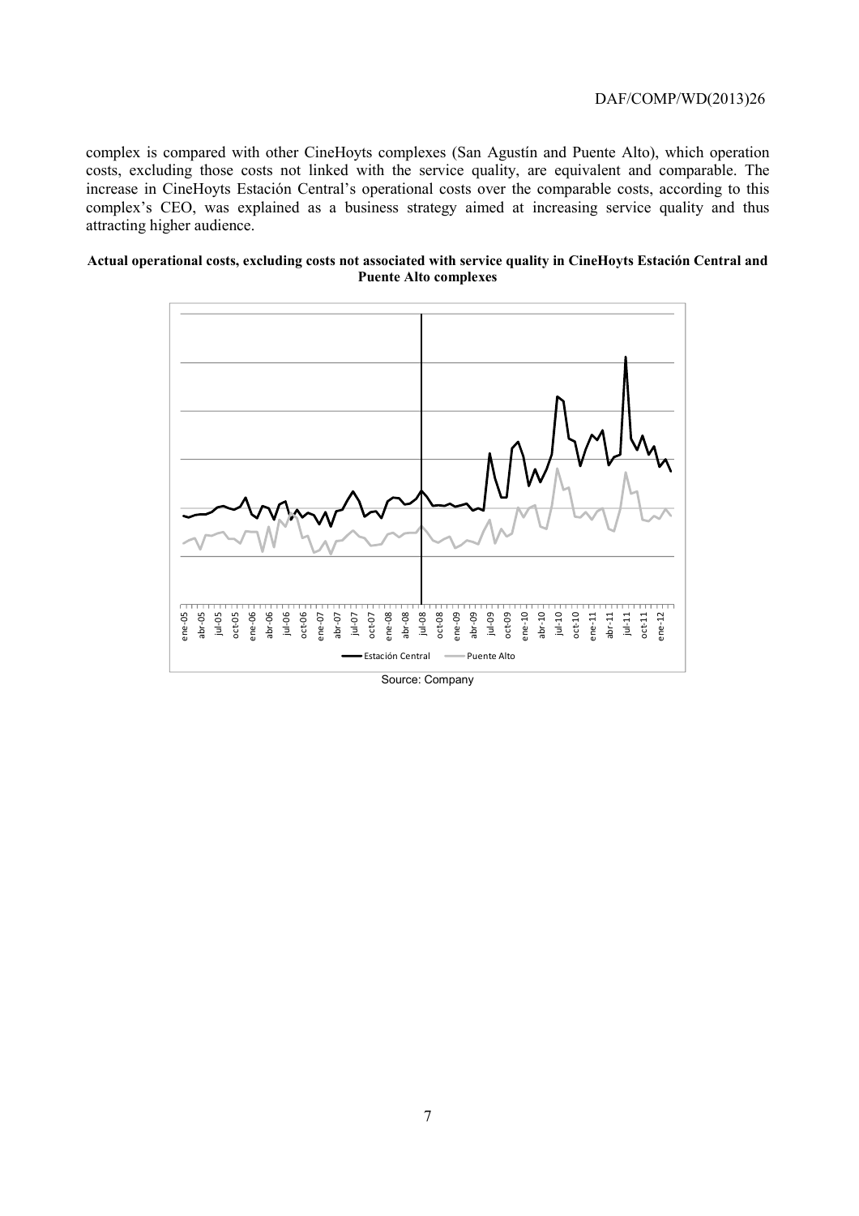complex is compared with other CineHoyts complexes (San Agustín and Puente Alto), which operation costs, excluding those costs not linked with the service quality, are equivalent and comparable. The increase in CineHoyts Estación Central's operational costs over the comparable costs, according to this complex's CEO, was explained as a business strategy aimed at increasing service quality and thus attracting higher audience.

**Actual operational costs, excluding costs not associated with service quality in CineHoyts Estación Central and Puente Alto complexes**

Source: Company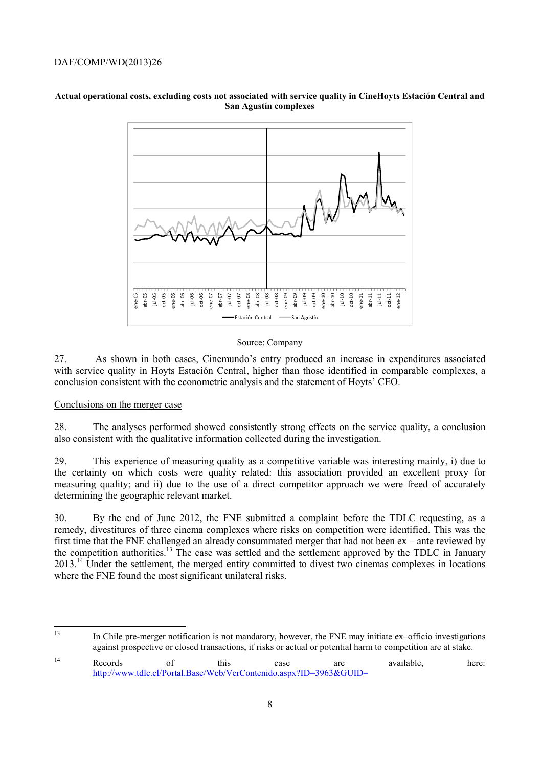**Actual operational costs, excluding costs not associated with service quality in CineHoyts Estación Central and San Agustín complexes**

Source: Company

27. As shown in both cases, Cinemundo's entry produced an increase in expenditures associated with service quality in Hoyts Estación Central, higher than those identified in comparable complexes, a conclusion consistent with the econometric analysis and the statement of Hoyts' CEO.

Conclusions on the merger case

28. The analyses performed showed consistently strong effects on the service quality, a conclusion also consistent with the qualitative information collected during the investigation.

29. This experience of measuring quality as a competitive variable was interesting mainly, i) due to the certainty on which costs were quality related: this association provided an excellent proxy for measuring quality; and ii) due to the use of a direct competitor approach we were freed of accurately determining the geographic relevant market.

30. By the end of June 2012, the FNE submitted a complaint before the TDLC requesting, as a remedy, divestitures of three cinema complexes where risks on competition were identified. This was the first time that the FNE challenged an already consummated merger that had not been ex – ante reviewed by the competition authorities.[13] The case was settled and the settlement approved by the TDLC in January 2013.[14] Under the settlement, the merged entity committed to divest two cinemas complexes in locations where the FNE found the most significant unilateral risks.

---

[13] In Chile pre-merger notification is not mandatory, however, the FNE may initiate ex–officio investigations against prospective or closed transactions, if risks or actual or potential harm to competition are at stake.

[14] Records of this case are available, here: http://www.tdlc.cl/Portal.Base/Web/VerContenido.aspx?ID=3963&GUID=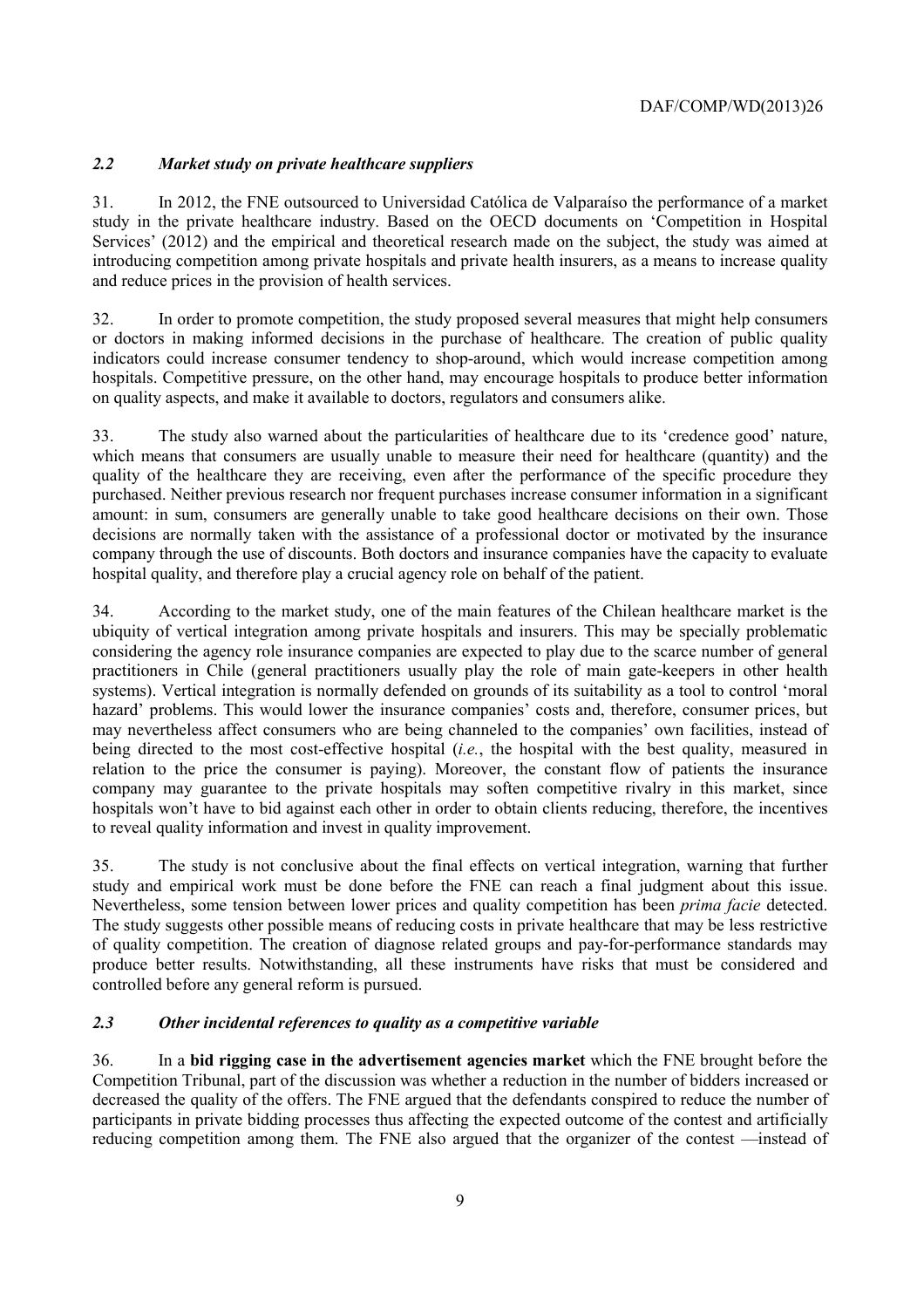### *2.2 Market study on private healthcare suppliers*

31. In 2012, the FNE outsourced to Universidad Católica de Valparaíso the performance of a market study in the private healthcare industry. Based on the OECD documents on 'Competition in Hospital Services' (2012) and the empirical and theoretical research made on the subject, the study was aimed at introducing competition among private hospitals and private health insurers, as a means to increase quality and reduce prices in the provision of health services.

32. In order to promote competition, the study proposed several measures that might help consumers or doctors in making informed decisions in the purchase of healthcare. The creation of public quality indicators could increase consumer tendency to shop-around, which would increase competition among hospitals. Competitive pressure, on the other hand, may encourage hospitals to produce better information on quality aspects, and make it available to doctors, regulators and consumers alike.

33. The study also warned about the particularities of healthcare due to its 'credence good' nature, which means that consumers are usually unable to measure their need for healthcare (quantity) and the quality of the healthcare they are receiving, even after the performance of the specific procedure they purchased. Neither previous research nor frequent purchases increase consumer information in a significant amount: in sum, consumers are generally unable to take good healthcare decisions on their own. Those decisions are normally taken with the assistance of a professional doctor or motivated by the insurance company through the use of discounts. Both doctors and insurance companies have the capacity to evaluate hospital quality, and therefore play a crucial agency role on behalf of the patient.

34. According to the market study, one of the main features of the Chilean healthcare market is the ubiquity of vertical integration among private hospitals and insurers. This may be specially problematic considering the agency role insurance companies are expected to play due to the scarce number of general practitioners in Chile (general practitioners usually play the role of main gate-keepers in other health systems). Vertical integration is normally defended on grounds of its suitability as a tool to control 'moral hazard' problems. This would lower the insurance companies' costs and, therefore, consumer prices, but may nevertheless affect consumers who are being channeled to the companies' own facilities, instead of being directed to the most cost-effective hospital (*i.e.*, the hospital with the best quality, measured in relation to the price the consumer is paying). Moreover, the constant flow of patients the insurance company may guarantee to the private hospitals may soften competitive rivalry in this market, since hospitals won't have to bid against each other in order to obtain clients reducing, therefore, the incentives to reveal quality information and invest in quality improvement.

35. The study is not conclusive about the final effects on vertical integration, warning that further study and empirical work must be done before the FNE can reach a final judgment about this issue. Nevertheless, some tension between lower prices and quality competition has been *prima facie* detected. The study suggests other possible means of reducing costs in private healthcare that may be less restrictive of quality competition. The creation of diagnose related groups and pay-for-performance standards may produce better results. Notwithstanding, all these instruments have risks that must be considered and controlled before any general reform is pursued.

### *2.3 Other incidental references to quality as a competitive variable*

36. In a **bid rigging case in the advertisement agencies market** which the FNE brought before the Competition Tribunal, part of the discussion was whether a reduction in the number of bidders increased or decreased the quality of the offers. The FNE argued that the defendants conspired to reduce the number of participants in private bidding processes thus affecting the expected outcome of the contest and artificially reducing competition among them. The FNE also argued that the organizer of the contest —instead of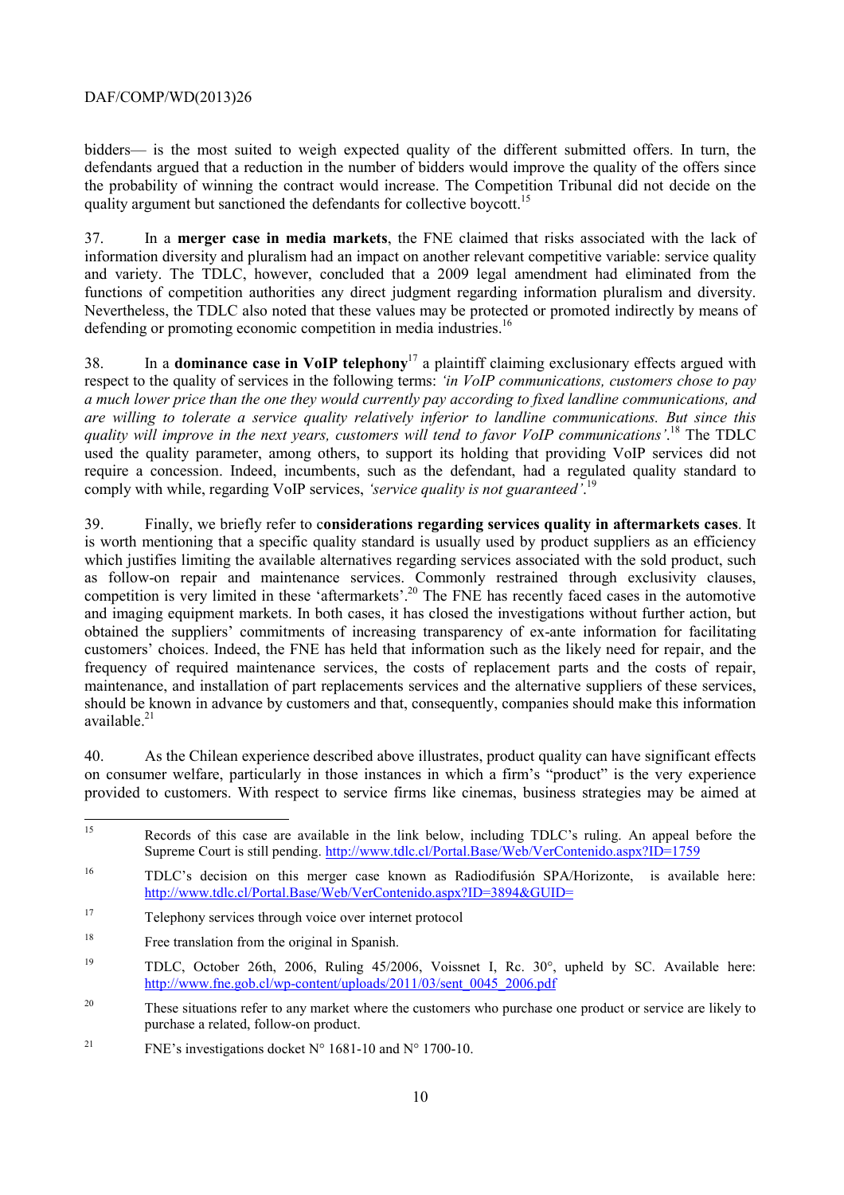bidders— is the most suited to weigh expected quality of the different submitted offers. In turn, the defendants argued that a reduction in the number of bidders would improve the quality of the offers since the probability of winning the contract would increase. The Competition Tribunal did not decide on the quality argument but sanctioned the defendants for collective boycott.[15]

37. In a **merger case in media markets**, the FNE claimed that risks associated with the lack of information diversity and pluralism had an impact on another relevant competitive variable: service quality and variety. The TDLC, however, concluded that a 2009 legal amendment had eliminated from the functions of competition authorities any direct judgment regarding information pluralism and diversity. Nevertheless, the TDLC also noted that these values may be protected or promoted indirectly by means of defending or promoting economic competition in media industries.[16]

38. In a **dominance case in VoIP telephony**[17] a plaintiff claiming exclusionary effects argued with respect to the quality of services in the following terms: *'in VoIP communications, customers chose to pay a much lower price than the one they would currently pay according to fixed landline communications, and are willing to tolerate a service quality relatively inferior to landline communications. But since this quality will improve in the next years, customers will tend to favor VoIP communications'*.[18] The TDLC used the quality parameter, among others, to support its holding that providing VoIP services did not require a concession. Indeed, incumbents, such as the defendant, had a regulated quality standard to comply with while, regarding VoIP services, *'service quality is not guaranteed'*.[19]

39. Finally, we briefly refer to c**onsiderations regarding services quality in aftermarkets cases**. It is worth mentioning that a specific quality standard is usually used by product suppliers as an efficiency which justifies limiting the available alternatives regarding services associated with the sold product, such as follow-on repair and maintenance services. Commonly restrained through exclusivity clauses, competition is very limited in these 'aftermarkets'.[20] The FNE has recently faced cases in the automotive and imaging equipment markets. In both cases, it has closed the investigations without further action, but obtained the suppliers' commitments of increasing transparency of ex-ante information for facilitating customers' choices. Indeed, the FNE has held that information such as the likely need for repair, and the frequency of required maintenance services, the costs of replacement parts and the costs of repair, maintenance, and installation of part replacements services and the alternative suppliers of these services, should be known in advance by customers and that, consequently, companies should make this information available.[21]

40. As the Chilean experience described above illustrates, product quality can have significant effects on consumer welfare, particularly in those instances in which a firm's "product" is the very experience provided to customers. With respect to service firms like cinemas, business strategies may be aimed at

---

[15] Records of this case are available in the link below, including TDLC's ruling. An appeal before the Supreme Court is still pending. http://www.tdlc.cl/Portal.Base/Web/VerContenido.aspx?ID=1759

[16] TDLC's decision on this merger case known as Radiodifusión SPA/Horizonte, is available here: http://www.tdlc.cl/Portal.Base/Web/VerContenido.aspx?ID=3894&GUID=

[17] Telephony services through voice over internet protocol

[18] Free translation from the original in Spanish.

[19] TDLC, October 26th, 2006, Ruling 45/2006, Voissnet I, Rc. 30°, upheld by SC. Available here: http://www.fne.gob.cl/wp-content/uploads/2011/03/sent_0045_2006.pdf

[20] These situations refer to any market where the customers who purchase one product or service are likely to purchase a related, follow-on product.

[21] FNE's investigations docket N° 1681-10 and N° 1700-10.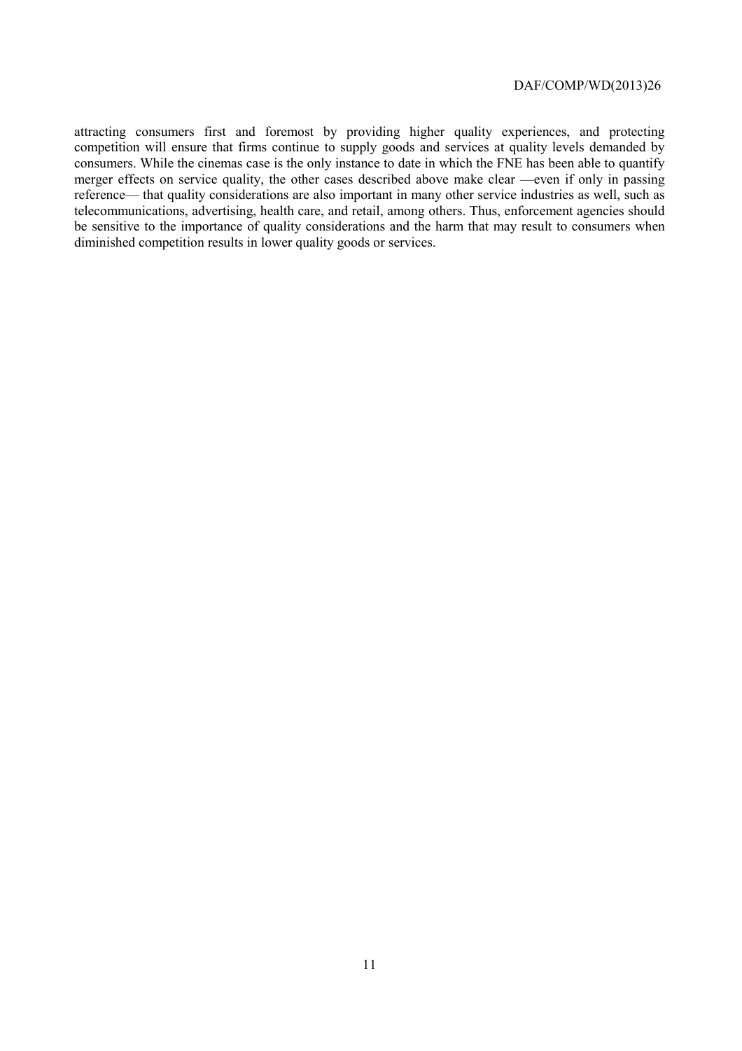attracting consumers first and foremost by providing higher quality experiences, and protecting competition will ensure that firms continue to supply goods and services at quality levels demanded by consumers. While the cinemas case is the only instance to date in which the FNE has been able to quantify merger effects on service quality, the other cases described above make clear —even if only in passing reference— that quality considerations are also important in many other service industries as well, such as telecommunications, advertising, health care, and retail, among others. Thus, enforcement agencies should be sensitive to the importance of quality considerations and the harm that may result to consumers when diminished competition results in lower quality goods or services.